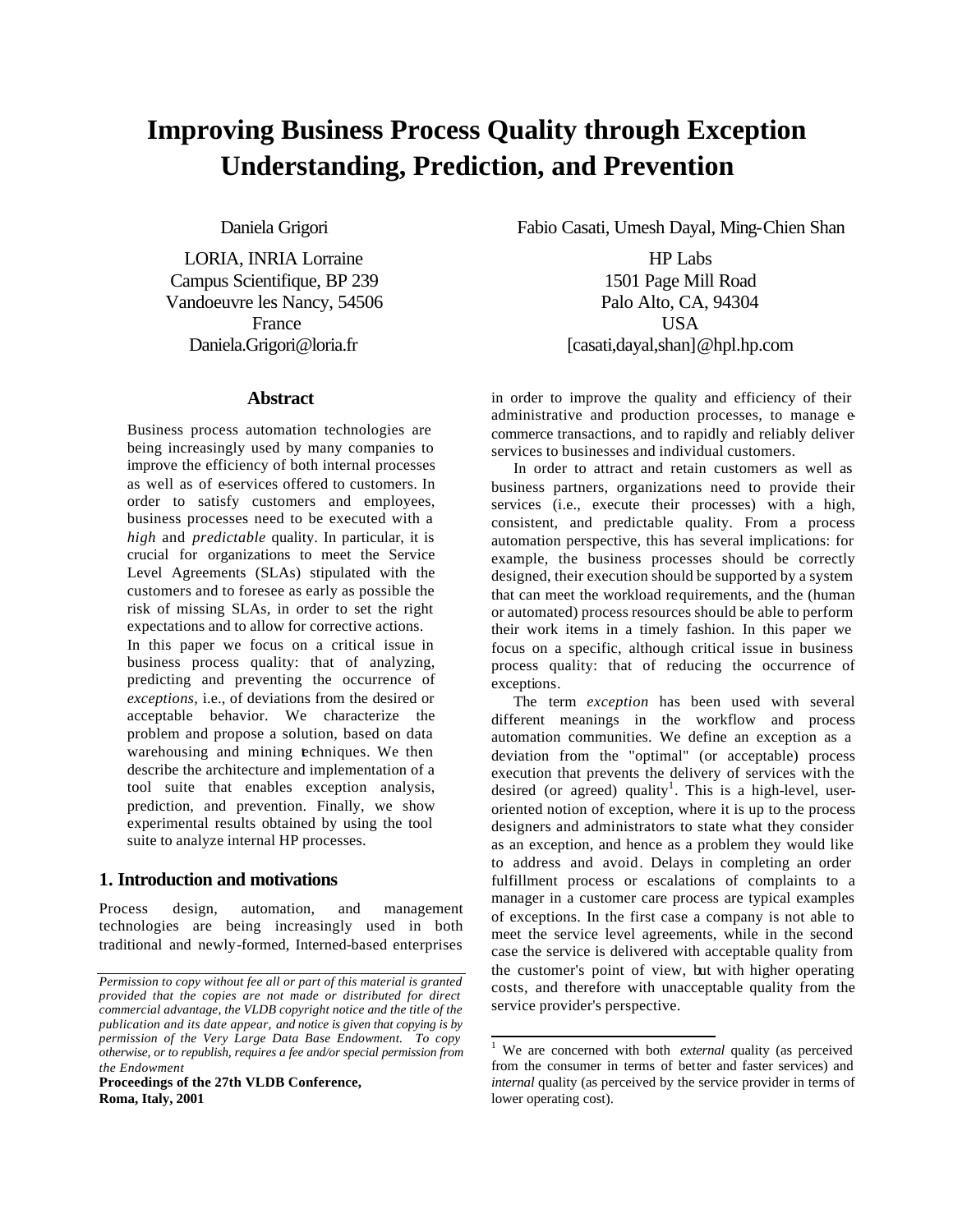# Improving Business Process Quality through Exception Understanding, Prediction, and Prevention

Daniela Grigori

LORIA, INRIA Lorraine
Campus Scientifique, BP 239
Vandoeuvre les Nancy, 54506
France
Daniela.Grigori@loria.fr

Fabio Casati, Umesh Dayal, Ming-Chien Shan

HP Labs
1501 Page Mill Road
Palo Alto, CA, 94304
USA
[casati,dayal,shan]@hpl.hp.com

## Abstract

Business process automation technologies are being increasingly used by many companies to improve the efficiency of both internal processes as well as of e-services offered to customers. In order to satisfy customers and employees, business processes need to be executed with a *high* and *predictable* quality. In particular, it is crucial for organizations to meet the Service Level Agreements (SLAs) stipulated with the customers and to foresee as early as possible the risk of missing SLAs, in order to set the right expectations and to allow for corrective actions.

In this paper we focus on a critical issue in business process quality: that of analyzing, predicting and preventing the occurrence of *exceptions*, i.e., of deviations from the desired or acceptable behavior. We characterize the problem and propose a solution, based on data warehousing and mining techniques. We then describe the architecture and implementation of a tool suite that enables exception analysis, prediction, and prevention. Finally, we show experimental results obtained by using the tool suite to analyze internal HP processes.

## 1. Introduction and motivations

Process design, automation, and management technologies are being increasingly used in both traditional and newly-formed, Interned-based enterprises in order to improve the quality and efficiency of their administrative and production processes, to manage e-commerce transactions, and to rapidly and reliably deliver services to businesses and individual customers.

In order to attract and retain customers as well as business partners, organizations need to provide their services (i.e., execute their processes) with a high, consistent, and predictable quality. From a process automation perspective, this has several implications: for example, the business processes should be correctly designed, their execution should be supported by a system that can meet the workload requirements, and the (human or automated) process resources should be able to perform their work items in a timely fashion. In this paper we focus on a specific, although critical issue in business process quality: that of reducing the occurrence of exceptions.

The term *exception* has been used with several different meanings in the workflow and process automation communities. We define an exception as a deviation from the "optimal" (or acceptable) process execution that prevents the delivery of services with the desired (or agreed) quality[1]. This is a high-level, user-oriented notion of exception, where it is up to the process designers and administrators to state what they consider as an exception, and hence as a problem they would like to address and avoid. Delays in completing an order fulfillment process or escalations of complaints to a manager in a customer care process are typical examples of exceptions. In the first case a company is not able to meet the service level agreements, while in the second case the service is delivered with acceptable quality from the customer's point of view, but with higher operating costs, and therefore with unacceptable quality from the service provider's perspective.

[1] We are concerned with both *external* quality (as perceived from the consumer in terms of better and faster services) and *internal* quality (as perceived by the service provider in terms of lower operating cost).

*Permission to copy without fee all or part of this material is granted provided that the copies are not made or distributed for direct commercial advantage, the VLDB copyright notice and the title of the publication and its date appear, and notice is given that copying is by permission of the Very Large Data Base Endowment. To copy otherwise, or to republish, requires a fee and/or special permission from the Endowment*

**Proceedings of the 27th VLDB Conference, Roma, Italy, 2001**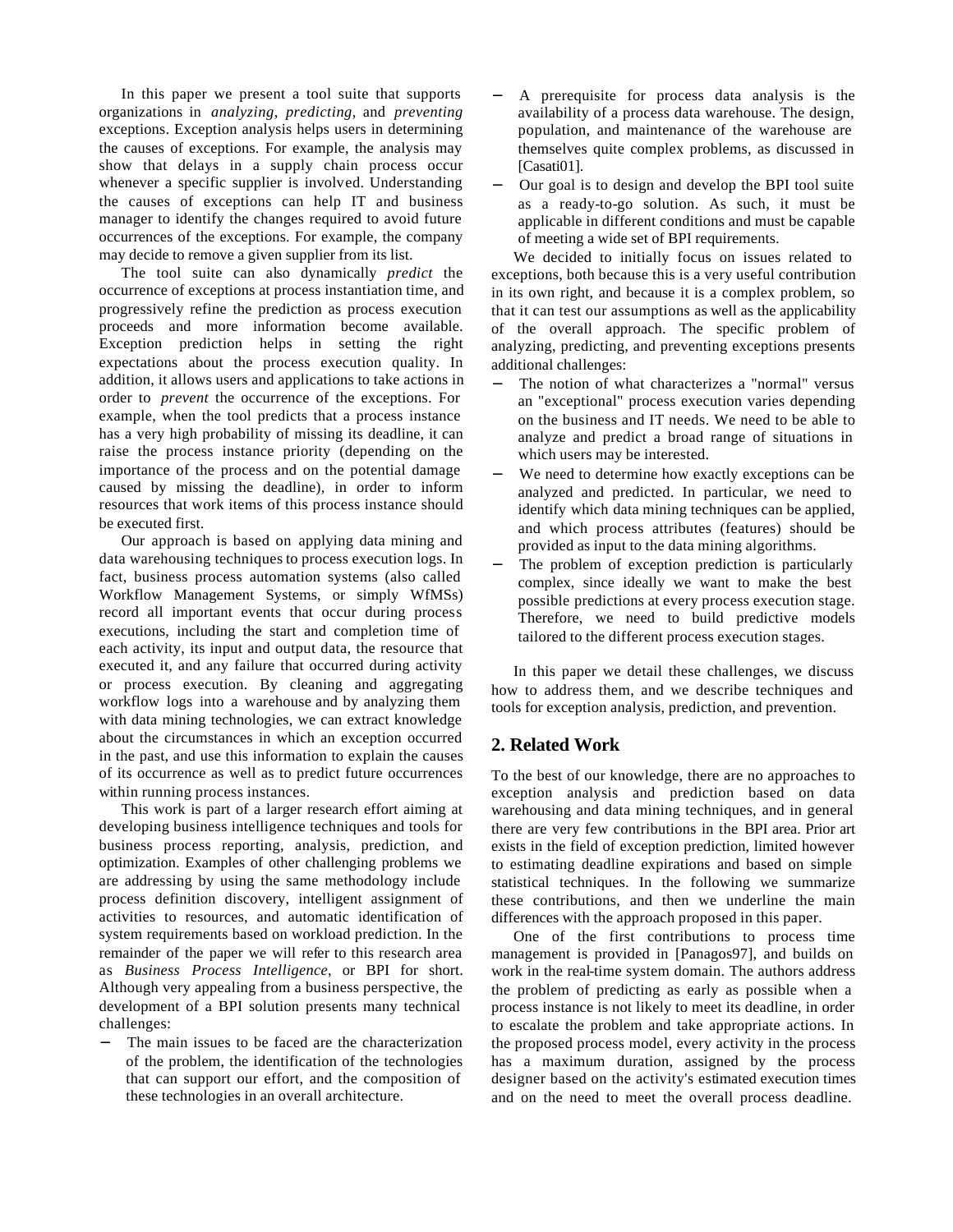In this paper we present a tool suite that supports organizations in *analyzing*, *predicting*, and *preventing* exceptions. Exception analysis helps users in determining the causes of exceptions. For example, the analysis may show that delays in a supply chain process occur whenever a specific supplier is involved. Understanding the causes of exceptions can help IT and business manager to identify the changes required to avoid future occurrences of the exceptions. For example, the company may decide to remove a given supplier from its list.

The tool suite can also dynamically *predict* the occurrence of exceptions at process instantiation time, and progressively refine the prediction as process execution proceeds and more information become available. Exception prediction helps in setting the right expectations about the process execution quality. In addition, it allows users and applications to take actions in order to *prevent* the occurrence of the exceptions. For example, when the tool predicts that a process instance has a very high probability of missing its deadline, it can raise the process instance priority (depending on the importance of the process and on the potential damage caused by missing the deadline), in order to inform resources that work items of this process instance should be executed first.

Our approach is based on applying data mining and data warehousing techniques to process execution logs. In fact, business process automation systems (also called Workflow Management Systems, or simply WfMSs) record all important events that occur during process executions, including the start and completion time of each activity, its input and output data, the resource that executed it, and any failure that occurred during activity or process execution. By cleaning and aggregating workflow logs into a warehouse and by analyzing them with data mining technologies, we can extract knowledge about the circumstances in which an exception occurred in the past, and use this information to explain the causes of its occurrence as well as to predict future occurrences within running process instances.

This work is part of a larger research effort aiming at developing business intelligence techniques and tools for business process reporting, analysis, prediction, and optimization. Examples of other challenging problems we are addressing by using the same methodology include process definition discovery, intelligent assignment of activities to resources, and automatic identification of system requirements based on workload prediction. In the remainder of the paper we will refer to this research area as *Business Process Intelligence*, or BPI for short. Although very appealing from a business perspective, the development of a BPI solution presents many technical challenges:

- The main issues to be faced are the characterization of the problem, the identification of the technologies that can support our effort, and the composition of these technologies in an overall architecture.
- A prerequisite for process data analysis is the availability of a process data warehouse. The design, population, and maintenance of the warehouse are themselves quite complex problems, as discussed in [Casati01].
- Our goal is to design and develop the BPI tool suite as a ready-to-go solution. As such, it must be applicable in different conditions and must be capable of meeting a wide set of BPI requirements.

We decided to initially focus on issues related to exceptions, both because this is a very useful contribution in its own right, and because it is a complex problem, so that it can test our assumptions as well as the applicability of the overall approach. The specific problem of analyzing, predicting, and preventing exceptions presents additional challenges:

- The notion of what characterizes a "normal" versus an "exceptional" process execution varies depending on the business and IT needs. We need to be able to analyze and predict a broad range of situations in which users may be interested.
- We need to determine how exactly exceptions can be analyzed and predicted. In particular, we need to identify which data mining techniques can be applied, and which process attributes (features) should be provided as input to the data mining algorithms.
- The problem of exception prediction is particularly complex, since ideally we want to make the best possible predictions at every process execution stage. Therefore, we need to build predictive models tailored to the different process execution stages.

In this paper we detail these challenges, we discuss how to address them, and we describe techniques and tools for exception analysis, prediction, and prevention.

## 2. Related Work

To the best of our knowledge, there are no approaches to exception analysis and prediction based on data warehousing and data mining techniques, and in general there are very few contributions in the BPI area. Prior art exists in the field of exception prediction, limited however to estimating deadline expirations and based on simple statistical techniques. In the following we summarize these contributions, and then we underline the main differences with the approach proposed in this paper.

One of the first contributions to process time management is provided in [Panagos97], and builds on work in the real-time system domain. The authors address the problem of predicting as early as possible when a process instance is not likely to meet its deadline, in order to escalate the problem and take appropriate actions. In the proposed process model, every activity in the process has a maximum duration, assigned by the process designer based on the activity's estimated execution times and on the need to meet the overall process deadline.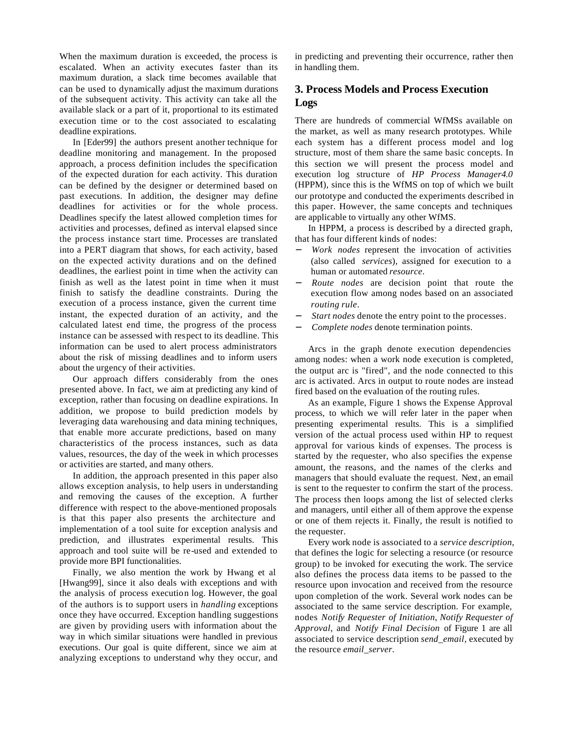When the maximum duration is exceeded, the process is escalated. When an activity executes faster than its maximum duration, a slack time becomes available that can be used to dynamically adjust the maximum durations of the subsequent activity. This activity can take all the available slack or a part of it, proportional to its estimated execution time or to the cost associated to escalating deadline expirations.

In [Eder99] the authors present another technique for deadline monitoring and management. In the proposed approach, a process definition includes the specification of the expected duration for each activity. This duration can be defined by the designer or determined based on past executions. In addition, the designer may define deadlines for activities or for the whole process. Deadlines specify the latest allowed completion times for activities and processes, defined as interval elapsed since the process instance start time. Processes are translated into a PERT diagram that shows, for each activity, based on the expected activity durations and on the defined deadlines, the earliest point in time when the activity can finish as well as the latest point in time when it must finish to satisfy the deadline constraints. During the execution of a process instance, given the current time instant, the expected duration of an activity, and the calculated latest end time, the progress of the process instance can be assessed with respect to its deadline. This information can be used to alert process administrators about the risk of missing deadlines and to inform users about the urgency of their activities.

Our approach differs considerably from the ones presented above. In fact, we aim at predicting any kind of exception, rather than focusing on deadline expirations. In addition, we propose to build prediction models by leveraging data warehousing and data mining techniques, that enable more accurate predictions, based on many characteristics of the process instances, such as data values, resources, the day of the week in which processes or activities are started, and many others.

In addition, the approach presented in this paper also allows exception analysis, to help users in understanding and removing the causes of the exception. A further difference with respect to the above-mentioned proposals is that this paper also presents the architecture and implementation of a tool suite for exception analysis and prediction, and illustrates experimental results. This approach and tool suite will be re-used and extended to provide more BPI functionalities.

Finally, we also mention the work by Hwang et al [Hwang99], since it also deals with exceptions and with the analysis of process execution log. However, the goal of the authors is to support users in *handling* exceptions once they have occurred. Exception handling suggestions are given by providing users with information about the way in which similar situations were handled in previous executions. Our goal is quite different, since we aim at analyzing exceptions to understand why they occur, and in predicting and preventing their occurrence, rather then in handling them.

## 3. Process Models and Process Execution Logs

There are hundreds of commercial WfMSs available on the market, as well as many research prototypes. While each system has a different process model and log structure, most of them share the same basic concepts. In this section we will present the process model and execution log structure of *HP Process Manager4.0* (HPPM), since this is the WfMS on top of which we built our prototype and conducted the experiments described in this paper. However, the same concepts and techniques are applicable to virtually any other WfMS.

In HPPM, a process is described by a directed graph, that has four different kinds of nodes:

- *Work nodes* represent the invocation of activities (also called *services*), assigned for execution to a human or automated *resource*.
- *Route nodes* are decision point that route the execution flow among nodes based on an associated *routing rule*.
- *Start nodes* denote the entry point to the processes.
- *Complete nodes* denote termination points.

Arcs in the graph denote execution dependencies among nodes: when a work node execution is completed, the output arc is "fired", and the node connected to this arc is activated. Arcs in output to route nodes are instead fired based on the evaluation of the routing rules.

As an example, Figure 1 shows the Expense Approval process, to which we will refer later in the paper when presenting experimental results. This is a simplified version of the actual process used within HP to request approval for various kinds of expenses. The process is started by the requester, who also specifies the expense amount, the reasons, and the names of the clerks and managers that should evaluate the request. Next, an email is sent to the requester to confirm the start of the process. The process then loops among the list of selected clerks and managers, until either all of them approve the expense or one of them rejects it. Finally, the result is notified to the requester.

Every work node is associated to a *service description*, that defines the logic for selecting a resource (or resource group) to be invoked for executing the work. The service also defines the process data items to be passed to the resource upon invocation and received from the resource upon completion of the work. Several work nodes can be associated to the same service description. For example, nodes *Notify Requester of Initiation*, *Notify Requester of Approval*, and *Notify Final Decision* of Figure 1 are all associated to service description *send_email*, executed by the resource *email_server*.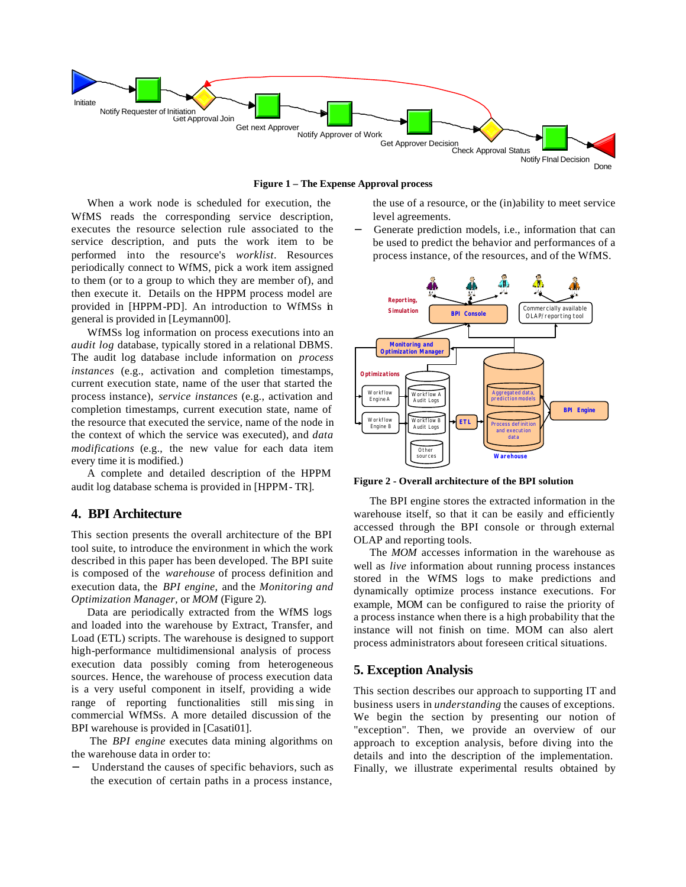**Figure 1 – The Expense Approval process**

When a work node is scheduled for execution, the WfMS reads the corresponding service description, executes the resource selection rule associated to the service description, and puts the work item to be performed into the resource's *worklist*. Resources periodically connect to WfMS, pick a work item assigned to them (or to a group to which they are member of), and then execute it. Details on the HPPM process model are provided in [HPPM-PD]. An introduction to WfMSs in general is provided in [Leymann00].

WfMSs log information on process executions into an *audit log* database, typically stored in a relational DBMS. The audit log database include information on *process instances* (e.g., activation and completion timestamps, current execution state, name of the user that started the process instance), *service instances* (e.g., activation and completion timestamps, current execution state, name of the resource that executed the service, name of the node in the context of which the service was executed), and *data modifications* (e.g., the new value for each data item every time it is modified.)

A complete and detailed description of the HPPM audit log database schema is provided in [HPPM-TR].

## 4. BPI Architecture

This section presents the overall architecture of the BPI tool suite, to introduce the environment in which the work described in this paper has been developed. The BPI suite is composed of the *warehouse* of process definition and execution data, the *BPI engine*, and the *Monitoring and Optimization Manager*, or *MOM* (Figure 2).

Data are periodically extracted from the WfMS logs and loaded into the warehouse by Extract, Transfer, and Load (ETL) scripts. The warehouse is designed to support high-performance multidimensional analysis of process execution data possibly coming from heterogeneous sources. Hence, the warehouse of process execution data is a very useful component in itself, providing a wide range of reporting functionalities still missing in commercial WfMSs. A more detailed discussion of the BPI warehouse is provided in [Casati01].

The *BPI engine* executes data mining algorithms on the warehouse data in order to:

- Understand the causes of specific behaviors, such as the execution of certain paths in a process instance, the use of a resource, or the (in)ability to meet service level agreements.
- Generate prediction models, i.e., information that can be used to predict the behavior and performances of a process instance, of the resources, and of the WfMS.

**Figure 2 - Overall architecture of the BPI solution**

The BPI engine stores the extracted information in the warehouse itself, so that it can be easily and efficiently accessed through the BPI console or through external OLAP and reporting tools.

The *MOM* accesses information in the warehouse as well as *live* information about running process instances stored in the WfMS logs to make predictions and dynamically optimize process instance executions. For example, MOM can be configured to raise the priority of a process instance when there is a high probability that the instance will not finish on time. MOM can also alert process administrators about foreseen critical situations.

## 5. Exception Analysis

This section describes our approach to supporting IT and business users in *understanding* the causes of exceptions. We begin the section by presenting our notion of "exception". Then, we provide an overview of our approach to exception analysis, before diving into the details and into the description of the implementation. Finally, we illustrate experimental results obtained by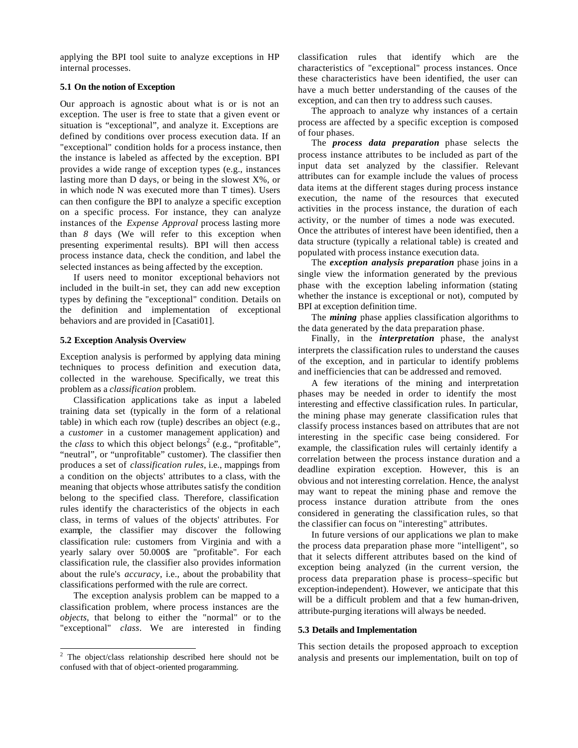applying the BPI tool suite to analyze exceptions in HP internal processes.

### 5.1 On the notion of Exception

Our approach is agnostic about what is or is not an exception. The user is free to state that a given event or situation is "exceptional", and analyze it. Exceptions are defined by conditions over process execution data. If an "exceptional" condition holds for a process instance, then the instance is labeled as affected by the exception. BPI provides a wide range of exception types (e.g., instances lasting more than D days, or being in the slowest X%, or in which node N was executed more than T times). Users can then configure the BPI to analyze a specific exception on a specific process. For instance, they can analyze instances of the *Expense Approval* process lasting more than *8* days (We will refer to this exception when presenting experimental results). BPI will then access process instance data, check the condition, and label the selected instances as being affected by the exception.

If users need to monitor exceptional behaviors not included in the built-in set, they can add new exception types by defining the "exceptional" condition. Details on the definition and implementation of exceptional behaviors and are provided in [Casati01].

### 5.2 Exception Analysis Overview

Exception analysis is performed by applying data mining techniques to process definition and execution data, collected in the warehouse. Specifically, we treat this problem as a *classification* problem.

Classification applications take as input a labeled training data set (typically in the form of a relational table) in which each row (tuple) describes an object (e.g., a *customer* in a customer management application) and the *class* to which this object belongs[2] (e.g., "profitable", "neutral", or "unprofitable" customer). The classifier then produces a set of *classification rules*, i.e., mappings from a condition on the objects' attributes to a class, with the meaning that objects whose attributes satisfy the condition belong to the specified class. Therefore, classification rules identify the characteristics of the objects in each class, in terms of values of the objects' attributes. For example, the classifier may discover the following classification rule: customers from Virginia and with a yearly salary over 50.000$ are "profitable". For each classification rule, the classifier also provides information about the rule's *accuracy*, i.e., about the probability that classifications performed with the rule are correct.

The exception analysis problem can be mapped to a classification problem, where process instances are the *objects*, that belong to either the "normal" or to the "exceptional" *class*. We are interested in finding classification rules that identify which are the characteristics of "exceptional" process instances. Once these characteristics have been identified, the user can have a much better understanding of the causes of the exception, and can then try to address such causes.

The approach to analyze why instances of a certain process are affected by a specific exception is composed of four phases.

The ***process data preparation*** phase selects the process instance attributes to be included as part of the input data set analyzed by the classifier. Relevant attributes can for example include the values of process data items at the different stages during process instance execution, the name of the resources that executed activities in the process instance, the duration of each activity, or the number of times a node was executed. Once the attributes of interest have been identified, then a data structure (typically a relational table) is created and populated with process instance execution data.

The ***exception analysis preparation*** phase joins in a single view the information generated by the previous phase with the exception labeling information (stating whether the instance is exceptional or not), computed by BPI at exception definition time.

The ***mining*** phase applies classification algorithms to the data generated by the data preparation phase.

Finally, in the ***interpretation*** phase, the analyst interprets the classification rules to understand the causes of the exception, and in particular to identify problems and inefficiencies that can be addressed and removed.

A few iterations of the mining and interpretation phases may be needed in order to identify the most interesting and effective classification rules. In particular, the mining phase may generate classification rules that classify process instances based on attributes that are not interesting in the specific case being considered. For example, the classification rules will certainly identify a correlation between the process instance duration and a deadline expiration exception. However, this is an obvious and not interesting correlation. Hence, the analyst may want to repeat the mining phase and remove the process instance duration attribute from the ones considered in generating the classification rules, so that the classifier can focus on "interesting" attributes.

In future versions of our applications we plan to make the process data preparation phase more "intelligent", so that it selects different attributes based on the kind of exception being analyzed (in the current version, the process data preparation phase is process–specific but exception-independent). However, we anticipate that this will be a difficult problem and that a few human-driven, attribute-purging iterations will always be needed.

### 5.3 Details and Implementation

This section details the proposed approach to exception analysis and presents our implementation, built on top of

[2] The object/class relationship described here should not be confused with that of object-oriented progaramming.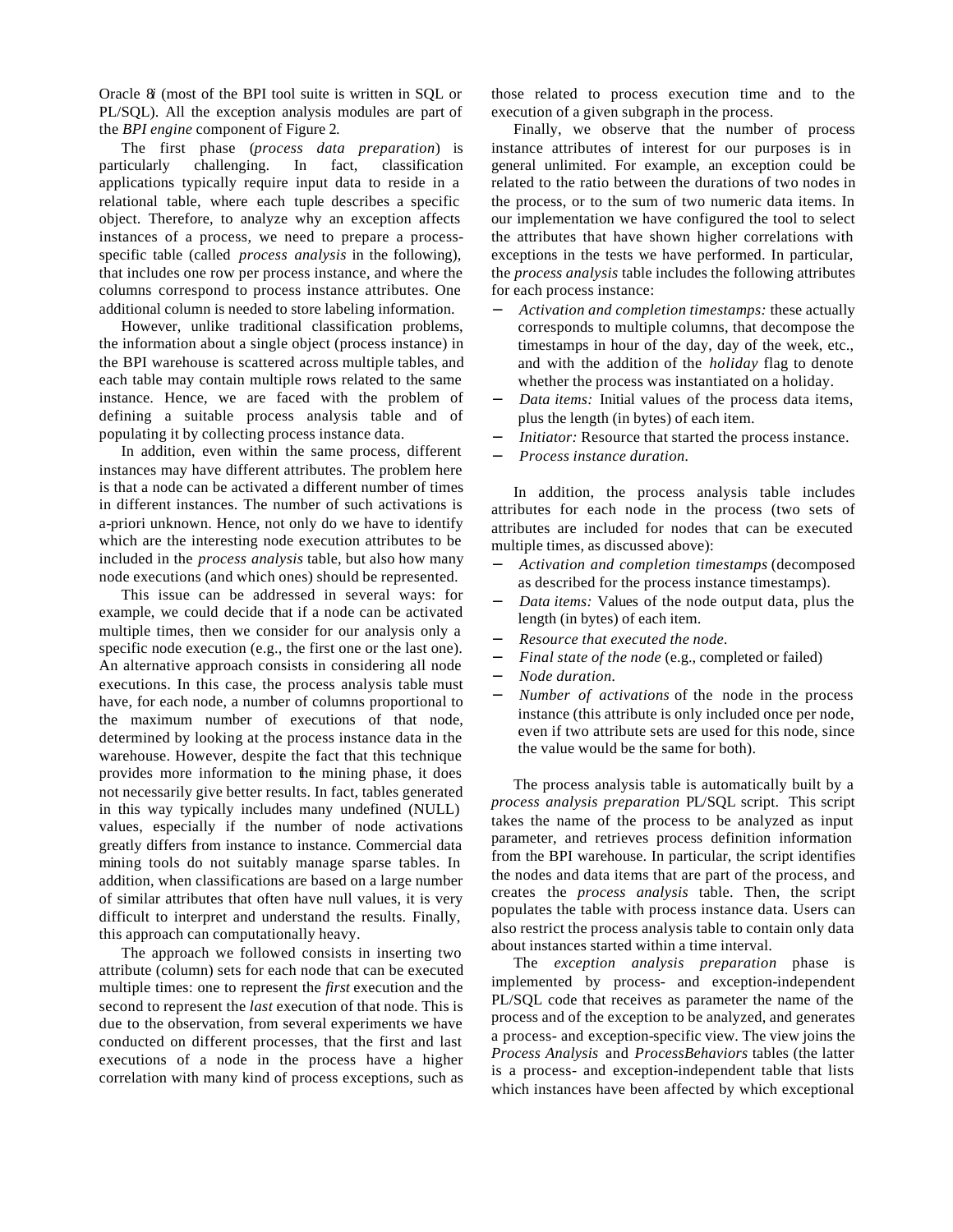Oracle 8i (most of the BPI tool suite is written in SQL or PL/SQL). All the exception analysis modules are part of the *BPI engine* component of Figure 2.

The first phase (*process data preparation*) is particularly challenging. In fact, classification applications typically require input data to reside in a relational table, where each tuple describes a specific object. Therefore, to analyze why an exception affects instances of a process, we need to prepare a process-specific table (called *process analysis* in the following), that includes one row per process instance, and where the columns correspond to process instance attributes. One additional column is needed to store labeling information.

However, unlike traditional classification problems, the information about a single object (process instance) in the BPI warehouse is scattered across multiple tables, and each table may contain multiple rows related to the same instance. Hence, we are faced with the problem of defining a suitable process analysis table and of populating it by collecting process instance data.

In addition, even within the same process, different instances may have different attributes. The problem here is that a node can be activated a different number of times in different instances. The number of such activations is a-priori unknown. Hence, not only do we have to identify which are the interesting node execution attributes to be included in the *process analysis* table, but also how many node executions (and which ones) should be represented.

This issue can be addressed in several ways: for example, we could decide that if a node can be activated multiple times, then we consider for our analysis only a specific node execution (e.g., the first one or the last one). An alternative approach consists in considering all node executions. In this case, the process analysis table must have, for each node, a number of columns proportional to the maximum number of executions of that node, determined by looking at the process instance data in the warehouse. However, despite the fact that this technique provides more information to the mining phase, it does not necessarily give better results. In fact, tables generated in this way typically includes many undefined (NULL) values, especially if the number of node activations greatly differs from instance to instance. Commercial data mining tools do not suitably manage sparse tables. In addition, when classifications are based on a large number of similar attributes that often have null values, it is very difficult to interpret and understand the results. Finally, this approach can computationally heavy.

The approach we followed consists in inserting two attribute (column) sets for each node that can be executed multiple times: one to represent the *first* execution and the second to represent the *last* execution of that node. This is due to the observation, from several experiments we have conducted on different processes, that the first and last executions of a node in the process have a higher correlation with many kind of process exceptions, such as those related to process execution time and to the execution of a given subgraph in the process.

Finally, we observe that the number of process instance attributes of interest for our purposes is in general unlimited. For example, an exception could be related to the ratio between the durations of two nodes in the process, or to the sum of two numeric data items. In our implementation we have configured the tool to select the attributes that have shown higher correlations with exceptions in the tests we have performed. In particular, the *process analysis* table includes the following attributes for each process instance:

- *Activation and completion timestamps:* these actually corresponds to multiple columns, that decompose the timestamps in hour of the day, day of the week, etc., and with the addition of the *holiday* flag to denote whether the process was instantiated on a holiday.
- *Data items:* Initial values of the process data items, plus the length (in bytes) of each item.
- *Initiator:* Resource that started the process instance.
- *Process instance duration.*

In addition, the process analysis table includes attributes for each node in the process (two sets of attributes are included for nodes that can be executed multiple times, as discussed above):

- *Activation and completion timestamps* (decomposed as described for the process instance timestamps).
- *Data items:* Values of the node output data, plus the length (in bytes) of each item.
- *Resource that executed the node.*
- *Final state of the node* (e.g., completed or failed)
- *Node duration.*
- *Number of activations* of the node in the process instance (this attribute is only included once per node, even if two attribute sets are used for this node, since the value would be the same for both).

The process analysis table is automatically built by a *process analysis preparation* PL/SQL script. This script takes the name of the process to be analyzed as input parameter, and retrieves process definition information from the BPI warehouse. In particular, the script identifies the nodes and data items that are part of the process, and creates the *process analysis* table. Then, the script populates the table with process instance data. Users can also restrict the process analysis table to contain only data about instances started within a time interval.

The *exception analysis preparation* phase is implemented by process- and exception-independent PL/SQL code that receives as parameter the name of the process and of the exception to be analyzed, and generates a process- and exception-specific view. The view joins the *Process Analysis* and *ProcessBehaviors* tables (the latter is a process- and exception-independent table that lists which instances have been affected by which exceptional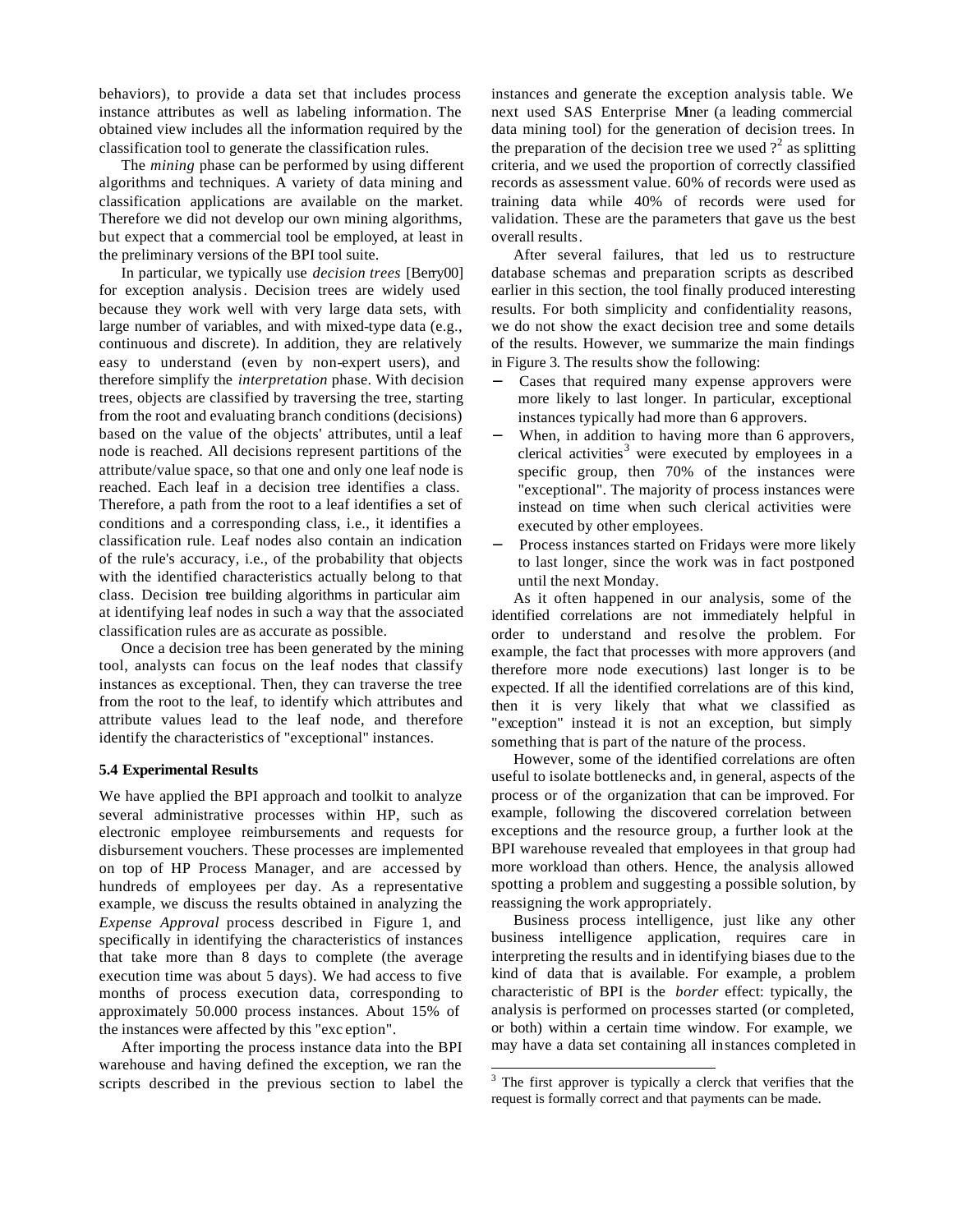behaviors), to provide a data set that includes process instance attributes as well as labeling information. The obtained view includes all the information required by the classification tool to generate the classification rules.

The *mining* phase can be performed by using different algorithms and techniques. A variety of data mining and classification applications are available on the market. Therefore we did not develop our own mining algorithms, but expect that a commercial tool be employed, at least in the preliminary versions of the BPI tool suite.

In particular, we typically use *decision trees* [Berry00] for exception analysis. Decision trees are widely used because they work well with very large data sets, with large number of variables, and with mixed-type data (e.g., continuous and discrete). In addition, they are relatively easy to understand (even by non-expert users), and therefore simplify the *interpretation* phase. With decision trees, objects are classified by traversing the tree, starting from the root and evaluating branch conditions (decisions) based on the value of the objects' attributes, until a leaf node is reached. All decisions represent partitions of the attribute/value space, so that one and only one leaf node is reached. Each leaf in a decision tree identifies a class. Therefore, a path from the root to a leaf identifies a set of conditions and a corresponding class, i.e., it identifies a classification rule. Leaf nodes also contain an indication of the rule's accuracy, i.e., of the probability that objects with the identified characteristics actually belong to that class. Decision tree building algorithms in particular aim at identifying leaf nodes in such a way that the associated classification rules are as accurate as possible.

Once a decision tree has been generated by the mining tool, analysts can focus on the leaf nodes that classify instances as exceptional. Then, they can traverse the tree from the root to the leaf, to identify which attributes and attribute values lead to the leaf node, and therefore identify the characteristics of "exceptional" instances.

### 5.4 Experimental Results

We have applied the BPI approach and toolkit to analyze several administrative processes within HP, such as electronic employee reimbursements and requests for disbursement vouchers. These processes are implemented on top of HP Process Manager, and are accessed by hundreds of employees per day. As a representative example, we discuss the results obtained in analyzing the *Expense Approval* process described in Figure 1, and specifically in identifying the characteristics of instances that take more than 8 days to complete (the average execution time was about 5 days). We had access to five months of process execution data, corresponding to approximately 50.000 process instances. About 15% of the instances were affected by this "exception".

After importing the process instance data into the BPI warehouse and having defined the exception, we ran the scripts described in the previous section to label the instances and generate the exception analysis table. We next used SAS Enterprise Miner (a leading commercial data mining tool) for the generation of decision trees. In the preparation of the decision tree we used $?^2$ as splitting criteria, and we used the proportion of correctly classified records as assessment value. 60% of records were used as training data while 40% of records were used for validation. These are the parameters that gave us the best overall results.

After several failures, that led us to restructure database schemas and preparation scripts as described earlier in this section, the tool finally produced interesting results. For both simplicity and confidentiality reasons, we do not show the exact decision tree and some details of the results. However, we summarize the main findings in Figure 3. The results show the following:

- Cases that required many expense approvers were more likely to last longer. In particular, exceptional instances typically had more than 6 approvers.
- When, in addition to having more than 6 approvers, clerical activities[3] were executed by employees in a specific group, then 70% of the instances were "exceptional". The majority of process instances were instead on time when such clerical activities were executed by other employees.
- Process instances started on Fridays were more likely to last longer, since the work was in fact postponed until the next Monday.

As it often happened in our analysis, some of the identified correlations are not immediately helpful in order to understand and resolve the problem. For example, the fact that processes with more approvers (and therefore more node executions) last longer is to be expected. If all the identified correlations are of this kind, then it is very likely that what we classified as "exception" instead it is not an exception, but simply something that is part of the nature of the process.

However, some of the identified correlations are often useful to isolate bottlenecks and, in general, aspects of the process or of the organization that can be improved. For example, following the discovered correlation between exceptions and the resource group, a further look at the BPI warehouse revealed that employees in that group had more workload than others. Hence, the analysis allowed spotting a problem and suggesting a possible solution, by reassigning the work appropriately.

Business process intelligence, just like any other business intelligence application, requires care in interpreting the results and in identifying biases due to the kind of data that is available. For example, a problem characteristic of BPI is the *border* effect: typically, the analysis is performed on processes started (or completed, or both) within a certain time window. For example, we may have a data set containing all instances completed in

[3] The first approver is typically a clerck that verifies that the request is formally correct and that payments can be made.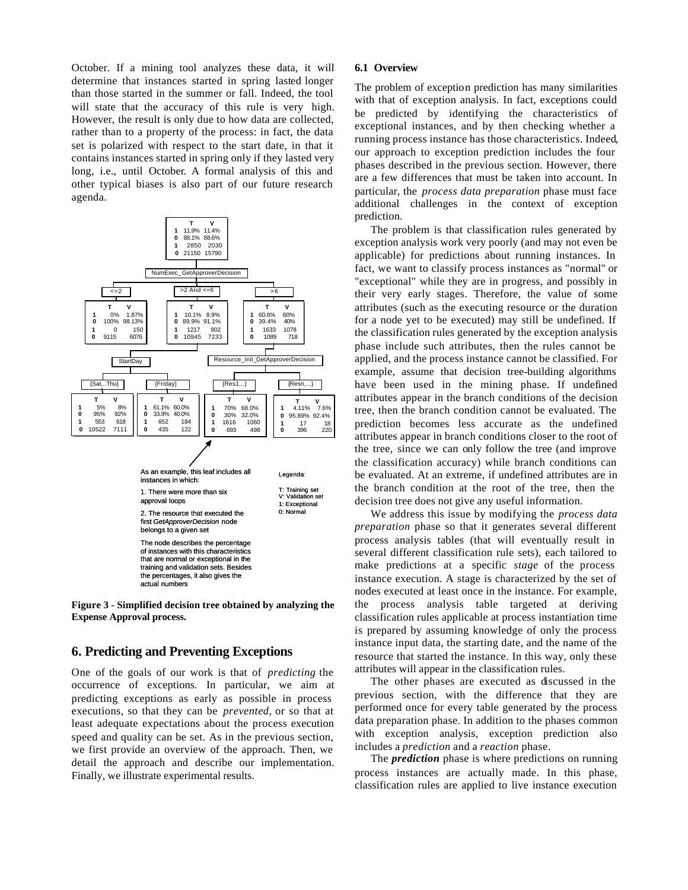October. If a mining tool analyzes these data, it will determine that instances started in spring lasted longer than those started in the summer or fall. Indeed, the tool will state that the accuracy of this rule is very high. However, the result is only due to how data are collected, rather than to a property of the process: in fact, the data set is polarized with respect to the start date, in that it contains instances started in spring only if they lasted very long, i.e., until October. A formal analysis of this and other typical biases is also part of our future research agenda.

| | T | V |
|---|---|---|
| 1 | 11.9% | 11.4% |
| 0 | 88.1% | 88.6% |
| 1 | 2850 | 2030 |
| 0 | 21150 | 15790 |

NumExec_GetApproverDecision

<=2

| | T | V |
|---|---|---|
| 1 | 0% | 1.87% |
| 0 | 100% | 98.13% |
| 1 | 0 | 150 |
| 0 | 9115 | 6076 |

>2 And <=6

| | T | V |
|---|---|---|
| 1 | 10.1% | 8.9% |
| 0 | 89.9% | 91.1% |
| 1 | 1217 | 802 |
| 0 | 10945 | 7233 |

>6

| | T | V |
|---|---|---|
| 1 | 60.6% | 60% |
| 0 | 39.4% | 40% |
| 1 | 1633 | 1078 |
| 0 | 1089 | 718 |

StartDay (from >2 And <=6)

{Sat,..Thu}

| | T | V |
|---|---|---|
| 1 | 5% | 8% |
| 0 | 95% | 92% |
| 1 | 553 | 618 |
| 0 | 10522 | 7111 |

{Friday}

| | T | V |
|---|---|---|
| 1 | 61.1% | 60.0% |
| 0 | 33.9% | 40.0% |
| 1 | 652 | 184 |
| 0 | 435 | 122 |

Resource_Init_GetApproverDecision (from >6)

{Res1,...}

| | T | V |
|---|---|---|
| 1 | 70% | 68.0% |
| 0 | 30% | 32.0% |
| 1 | 1616 | 1060 |
| 0 | 693 | 498 |

{Resn,...}

| | T | V |
|---|---|---|
| 1 | 4.11% | 7.6% |
| 0 | 95.89% | 92.4% |
| 1 | 17 | 18 |
| 0 | 396 | 220 |

As an example, this leaf includes all instances in which:

1. There were more than six approval loops

2. The resource that executed the first *GetApproverDecision* node belongs to a given set

The node describes the percentage of instances with this characteristics that are normal or exceptional in the training and validation sets. Besides the percentages, it also gives the actual numbers

Legenda:

T: Training set
V: Validation set
1: Exceptional
0: Normal

**Figure 3 - Simplified decision tree obtained by analyzing the Expense Approval process.**

## 6. Predicting and Preventing Exceptions

One of the goals of our work is that of *predicting* the occurrence of exceptions. In particular, we aim at predicting exceptions as early as possible in process executions, so that they can be *prevented*, or so that at least adequate expectations about the process execution speed and quality can be set. As in the previous section, we first provide an overview of the approach. Then, we detail the approach and describe our implementation. Finally, we illustrate experimental results.

### 6.1 Overview

The problem of exception prediction has many similarities with that of exception analysis. In fact, exceptions could be predicted by identifying the characteristics of exceptional instances, and by then checking whether a running process instance has those characteristics. Indeed, our approach to exception prediction includes the four phases described in the previous section. However, there are a few differences that must be taken into account. In particular, the *process data preparation* phase must face additional challenges in the context of exception prediction.

The problem is that classification rules generated by exception analysis work very poorly (and may not even be applicable) for predictions about running instances. In fact, we want to classify process instances as "normal" or "exceptional" while they are in progress, and possibly in their very early stages. Therefore, the value of some attributes (such as the executing resource or the duration for a node yet to be executed) may still be undefined. If the classification rules generated by the exception analysis phase include such attributes, then the rules cannot be applied, and the process instance cannot be classified. For example, assume that decision tree-building algorithms have been used in the mining phase. If undefined attributes appear in the branch conditions of the decision tree, then the branch condition cannot be evaluated. The prediction becomes less accurate as the undefined attributes appear in branch conditions closer to the root of the tree, since we can only follow the tree (and improve the classification accuracy) while branch conditions can be evaluated. At an extreme, if undefined attributes are in the branch condition at the root of the tree, then the decision tree does not give any useful information.

We address this issue by modifying the *process data preparation* phase so that it generates several different process analysis tables (that will eventually result in several different classification rule sets), each tailored to make predictions at a specific *stage* of the process instance execution. A stage is characterized by the set of nodes executed at least once in the instance. For example, the process analysis table targeted at deriving classification rules applicable at process instantiation time is prepared by assuming knowledge of only the process instance input data, the starting date, and the name of the resource that started the instance. In this way, only these attributes will appear in the classification rules.

The other phases are executed as discussed in the previous section, with the difference that they are performed once for every table generated by the process data preparation phase. In addition to the phases common with exception analysis, exception prediction also includes a *prediction* and a *reaction* phase.

The ***prediction*** phase is where predictions on running process instances are actually made. In this phase, classification rules are applied to live instance execution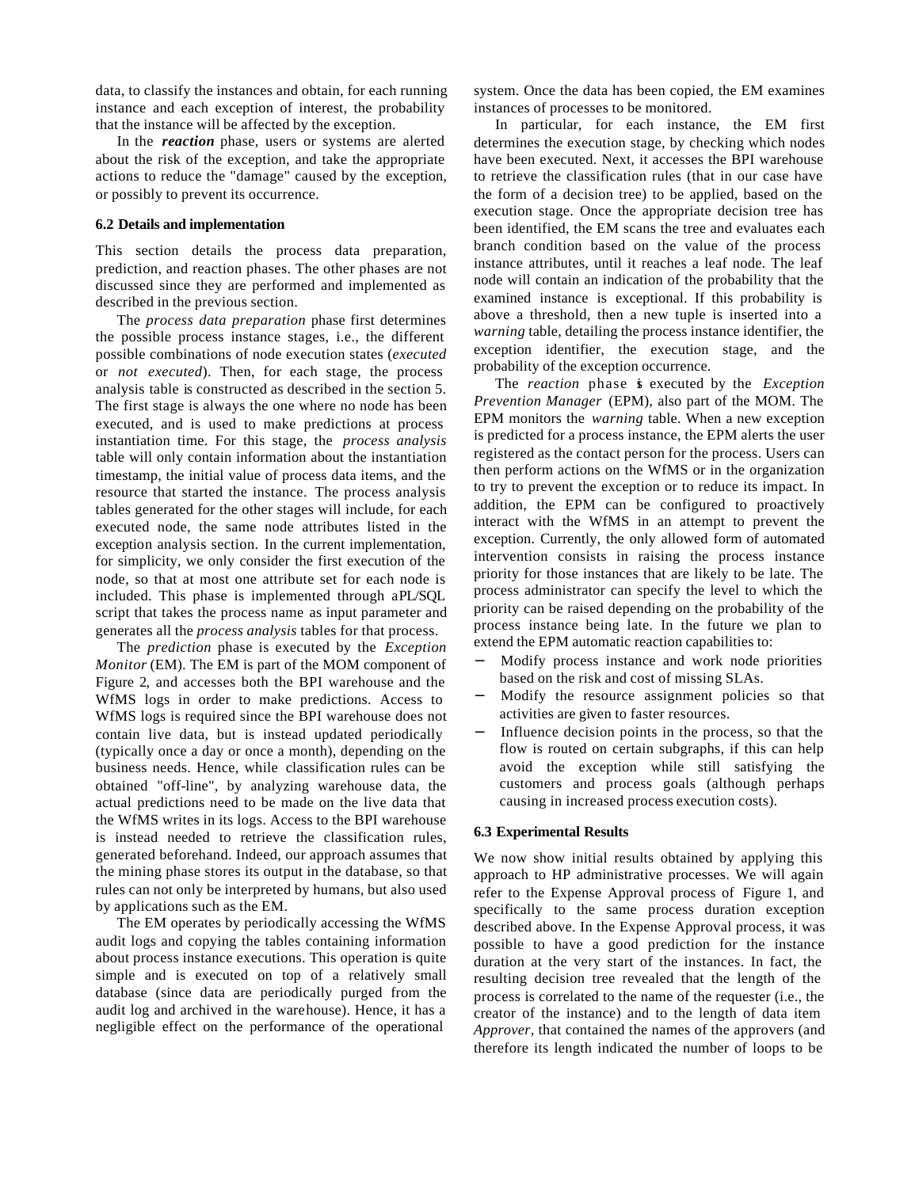data, to classify the instances and obtain, for each running instance and each exception of interest, the probability that the instance will be affected by the exception.

In the ***reaction*** phase, users or systems are alerted about the risk of the exception, and take the appropriate actions to reduce the "damage" caused by the exception, or possibly to prevent its occurrence.

### 6.2 Details and implementation

This section details the process data preparation, prediction, and reaction phases. The other phases are not discussed since they are performed and implemented as described in the previous section.

The *process data preparation* phase first determines the possible process instance stages, i.e., the different possible combinations of node execution states (*executed* or *not executed*). Then, for each stage, the process analysis table is constructed as described in the section 5. The first stage is always the one where no node has been executed, and is used to make predictions at process instantiation time. For this stage, the *process analysis* table will only contain information about the instantiation timestamp, the initial value of process data items, and the resource that started the instance. The process analysis tables generated for the other stages will include, for each executed node, the same node attributes listed in the exception analysis section. In the current implementation, for simplicity, we only consider the first execution of the node, so that at most one attribute set for each node is included. This phase is implemented through a PL/SQL script that takes the process name as input parameter and generates all the *process analysis* tables for that process.

The *prediction* phase is executed by the *Exception Monitor* (EM). The EM is part of the MOM component of Figure 2, and accesses both the BPI warehouse and the WfMS logs in order to make predictions. Access to WfMS logs is required since the BPI warehouse does not contain live data, but is instead updated periodically (typically once a day or once a month), depending on the business needs. Hence, while classification rules can be obtained "off-line", by analyzing warehouse data, the actual predictions need to be made on the live data that the WfMS writes in its logs. Access to the BPI warehouse is instead needed to retrieve the classification rules, generated beforehand. Indeed, our approach assumes that the mining phase stores its output in the database, so that rules can not only be interpreted by humans, but also used by applications such as the EM.

The EM operates by periodically accessing the WfMS audit logs and copying the tables containing information about process instance executions. This operation is quite simple and is executed on top of a relatively small database (since data are periodically purged from the audit log and archived in the warehouse). Hence, it has a negligible effect on the performance of the operational system. Once the data has been copied, the EM examines instances of processes to be monitored.

In particular, for each instance, the EM first determines the execution stage, by checking which nodes have been executed. Next, it accesses the BPI warehouse to retrieve the classification rules (that in our case have the form of a decision tree) to be applied, based on the execution stage. Once the appropriate decision tree has been identified, the EM scans the tree and evaluates each branch condition based on the value of the process instance attributes, until it reaches a leaf node. The leaf node will contain an indication of the probability that the examined instance is exceptional. If this probability is above a threshold, then a new tuple is inserted into a *warning* table, detailing the process instance identifier, the exception identifier, the execution stage, and the probability of the exception occurrence.

The *reaction* phase is executed by the *Exception Prevention Manager* (EPM), also part of the MOM. The EPM monitors the *warning* table. When a new exception is predicted for a process instance, the EPM alerts the user registered as the contact person for the process. Users can then perform actions on the WfMS or in the organization to try to prevent the exception or to reduce its impact. In addition, the EPM can be configured to proactively interact with the WfMS in an attempt to prevent the exception. Currently, the only allowed form of automated intervention consists in raising the process instance priority for those instances that are likely to be late. The process administrator can specify the level to which the priority can be raised depending on the probability of the process instance being late. In the future we plan to extend the EPM automatic reaction capabilities to:

- Modify process instance and work node priorities based on the risk and cost of missing SLAs.
- Modify the resource assignment policies so that activities are given to faster resources.
- Influence decision points in the process, so that the flow is routed on certain subgraphs, if this can help avoid the exception while still satisfying the customers and process goals (although perhaps causing in increased process execution costs).

### 6.3 Experimental Results

We now show initial results obtained by applying this approach to HP administrative processes. We will again refer to the Expense Approval process of Figure 1, and specifically to the same process duration exception described above. In the Expense Approval process, it was possible to have a good prediction for the instance duration at the very start of the instances. In fact, the resulting decision tree revealed that the length of the process is correlated to the name of the requester (i.e., the creator of the instance) and to the length of data item *Approver*, that contained the names of the approvers (and therefore its length indicated the number of loops to be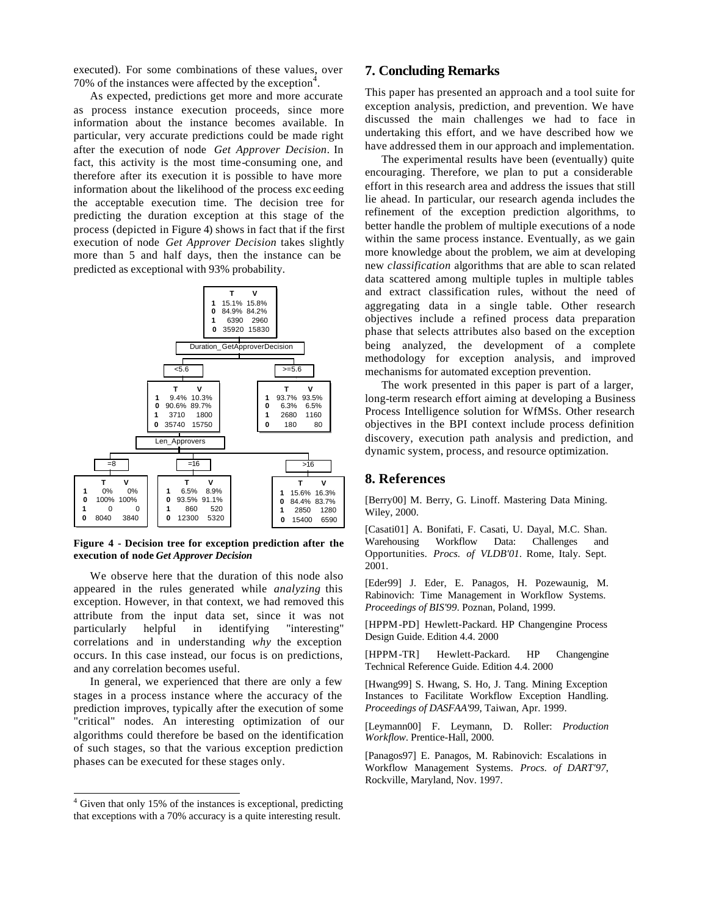executed). For some combinations of these values, over 70% of the instances were affected by the exception[4].

As expected, predictions get more and more accurate as process instance execution proceeds, since more information about the instance becomes available. In particular, very accurate predictions could be made right after the execution of node *Get Approver Decision*. In fact, this activity is the most time-consuming one, and therefore after its execution it is possible to have more information about the likelihood of the process exceeding the acceptable execution time. The decision tree for predicting the duration exception at this stage of the process (depicted in Figure 4) shows in fact that if the first execution of node *Get Approver Decision* takes slightly more than 5 and half days, then the instance can be predicted as exceptional with 93% probability.

T V
1 15.1% 15.8%
0 84.9% 84.2%
1 6390 2960
0 35920 15830

Duration_GetApproverDecision

<5.6

T V
1 9.4% 10.3%
0 90.6% 89.7%
1 3710 1800
0 35740 15750

>=5.6

T V
1 93.7% 93.5%
0 6.3% 6.5%
1 2680 1160
0 180 80

Len_Approvers

=8

T V
1 0% 0%
0 100% 100%
1 0 0
0 8040 3840

=16

T V
1 6.5% 8.9%
0 93.5% 91.1%
1 860 520
0 12300 5320

>16

T V
1 15.6% 16.3%
0 84.4% 83.7%
1 2850 1280
0 15400 6590

**Figure 4 - Decision tree for exception prediction after the execution of node *Get Approver Decision***

We observe here that the duration of this node also appeared in the rules generated while *analyzing* this exception. However, in that context, we had removed this attribute from the input data set, since it was not particularly helpful in identifying "interesting" correlations and in understanding *why* the exception occurs. In this case instead, our focus is on predictions, and any correlation becomes useful.

In general, we experienced that there are only a few stages in a process instance where the accuracy of the prediction improves, typically after the execution of some "critical" nodes. An interesting optimization of our algorithms could therefore be based on the identification of such stages, so that the various exception prediction phases can be executed for these stages only.

[4] Given that only 15% of the instances is exceptional, predicting that exceptions with a 70% accuracy is a quite interesting result.

## 7. Concluding Remarks

This paper has presented an approach and a tool suite for exception analysis, prediction, and prevention. We have discussed the main challenges we had to face in undertaking this effort, and we have described how we have addressed them in our approach and implementation.

The experimental results have been (eventually) quite encouraging. Therefore, we plan to put a considerable effort in this research area and address the issues that still lie ahead. In particular, our research agenda includes the refinement of the exception prediction algorithms, to better handle the problem of multiple executions of a node within the same process instance. Eventually, as we gain more knowledge about the problem, we aim at developing new *classification* algorithms that are able to scan related data scattered among multiple tuples in multiple tables and extract classification rules, without the need of aggregating data in a single table. Other research objectives include a refined process data preparation phase that selects attributes also based on the exception being analyzed, the development of a complete methodology for exception analysis, and improved mechanisms for automated exception prevention.

The work presented in this paper is part of a larger, long-term research effort aiming at developing a Business Process Intelligence solution for WfMSs. Other research objectives in the BPI context include process definition discovery, execution path analysis and prediction, and dynamic system, process, and resource optimization.

## 8. References

[Berry00] M. Berry, G. Linoff. Mastering Data Mining. Wiley, 2000.

[Casati01] A. Bonifati, F. Casati, U. Dayal, M.C. Shan. Warehousing Workflow Data: Challenges and Opportunities. *Procs. of VLDB'01*. Rome, Italy. Sept. 2001.

[Eder99] J. Eder, E. Panagos, H. Pozewaunig, M. Rabinovich: Time Management in Workflow Systems. *Proceedings of BIS'99*. Poznan, Poland, 1999.

[HPPM-PD] Hewlett-Packard. HP Changengine Process Design Guide. Edition 4.4. 2000

[HPPM-TR] Hewlett-Packard. HP Changengine Technical Reference Guide. Edition 4.4. 2000

[Hwang99] S. Hwang, S. Ho, J. Tang. Mining Exception Instances to Facilitate Workflow Exception Handling. *Proceedings of DASFAA'99*, Taiwan, Apr. 1999.

[Leymann00] F. Leymann, D. Roller: *Production Workflow*. Prentice-Hall, 2000.

[Panagos97] E. Panagos, M. Rabinovich: Escalations in Workflow Management Systems. *Procs. of DART'97*, Rockville, Maryland, Nov. 1997.